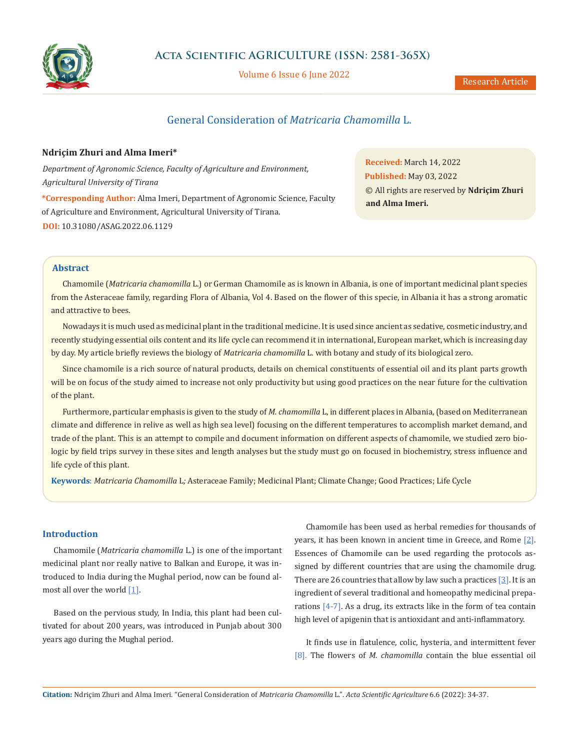# General Consideration of *Matricaria Chamomilla* L.

**Ndriçim Zhuri and Alma Imeri***

*Department of Agronomic Science, Faculty of Agriculture and Environment, Agricultural University of Tirana*

***Corresponding Author:** Alma Imeri, Department of Agronomic Science, Faculty of Agriculture and Environment, Agricultural University of Tirana.

**DOI:** 10.31080/ASAG.2022.06.1129

**Received:** March 14, 2022
**Published:** May 03, 2022
© All rights are reserved by **Ndriçim Zhuri and Alma Imeri.**

## Abstract

Chamomile (*Matricaria chamomilla* L.) or German Chamomile as is known in Albania, is one of important medicinal plant species from the Asteraceae family, regarding Flora of Albania, Vol 4. Based on the flower of this specie, in Albania it has a strong aromatic and attractive to bees.

Nowadays it is much used as medicinal plant in the traditional medicine. It is used since ancient as sedative, cosmetic industry, and recently studying essential oils content and its life cycle can recommend it in international, European market, which is increasing day by day. My article briefly reviews the biology of *Matricaria chamomilla* L. with botany and study of its biological zero.

Since chamomile is a rich source of natural products, details on chemical constituents of essential oil and its plant parts growth will be on focus of the study aimed to increase not only productivity but using good practices on the near future for the cultivation of the plant.

Furthermore, particular emphasis is given to the study of *M. chamomilla* L, in different places in Albania, (based on Mediterranean climate and difference in relive as well as high sea level) focusing on the different temperatures to accomplish market demand, and trade of the plant. This is an attempt to compile and document information on different aspects of chamomile, we studied zero biologic by field trips survey in these sites and length analyses but the study must go on focused in biochemistry, stress influence and life cycle of this plant.

**Keywords**: *Matricaria Chamomilla* L*;* Asteraceae Family; Medicinal Plant; Climate Change; Good Practices; Life Cycle

## Introduction

Chamomile (*Matricaria chamomilla* L.) is one of the important medicinal plant nor really native to Balkan and Europe, it was introduced to India during the Mughal period, now can be found almost all over the world [1].

Based on the pervious study, In India, this plant had been cultivated for about 200 years, was introduced in Punjab about 300 years ago during the Mughal period.

Chamomile has been used as herbal remedies for thousands of years, it has been known in ancient time in Greece, and Rome [2]. Essences of Chamomile can be used regarding the protocols assigned by different countries that are using the chamomile drug. There are 26 countries that allow by law such a practices [3]. It is an ingredient of several traditional and homeopathy medicinal preparations [4-7]. As a drug, its extracts like in the form of tea contain high level of apigenin that is antioxidant and anti-inflammatory.

It finds use in flatulence, colic, hysteria, and intermittent fever [8]. The flowers of *M. chamomilla* contain the blue essential oil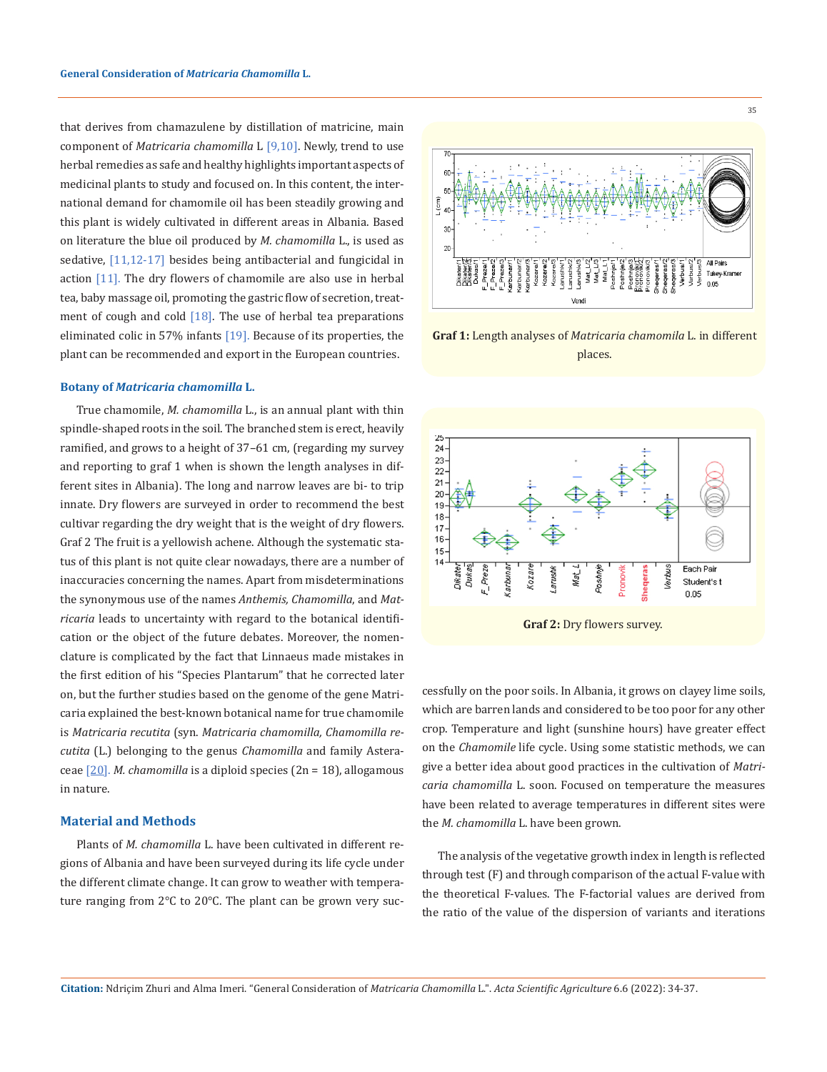that derives from chamazulene by distillation of matricine, main component of *Matricaria chamomilla* L [9,10]. Newly, trend to use herbal remedies as safe and healthy highlights important aspects of medicinal plants to study and focused on. In this content, the international demand for chamomile oil has been steadily growing and this plant is widely cultivated in different areas in Albania. Based on literature the blue oil produced by *M. chamomilla* L., is used as sedative, [11,12-17] besides being antibacterial and fungicidal in action [11]. The dry flowers of chamomile are also use in herbal tea, baby massage oil, promoting the gastric flow of secretion, treatment of cough and cold [18]. The use of herbal tea preparations eliminated colic in 57% infants [19]. Because of its properties, the plant can be recommended and export in the European countries.

### Botany of *Matricaria chamomilla* L.

True chamomile, *M. chamomilla* L., is an annual plant with thin spindle-shaped roots in the soil. The branched stem is erect, heavily ramified, and grows to a height of 37–61 cm, (regarding my survey and reporting to graf 1 when is shown the length analyses in different sites in Albania). The long and narrow leaves are bi- to trip innate. Dry flowers are surveyed in order to recommend the best cultivar regarding the dry weight that is the weight of dry flowers. Graf 2 The fruit is a yellowish achene. Although the systematic status of this plant is not quite clear nowadays, there are a number of inaccuracies concerning the names. Apart from misdeterminations the synonymous use of the names *Anthemis, Chamomilla*, and *Matricaria* leads to uncertainty with regard to the botanical identification or the object of the future debates. Moreover, the nomenclature is complicated by the fact that Linnaeus made mistakes in the first edition of his "Species Plantarum" that he corrected later on, but the further studies based on the genome of the gene Matricaria explained the best-known botanical name for true chamomile is *Matricaria recutita* (syn. *Matricaria chamomilla, Chamomilla recutita* (L.) belonging to the genus *Chamomilla* and family Asteraceae [20]. *M. chamomilla* is a diploid species (2n = 18), allogamous in nature.

## Material and Methods

Plants of *M. chamomilla* L. have been cultivated in different regions of Albania and have been surveyed during its life cycle under the different climate change. It can grow to weather with temperature ranging from 2°C to 20°C. The plant can be grown very successfully on the poor soils. In Albania, it grows on clayey lime soils, which are barren lands and considered to be too poor for any other crop. Temperature and light (sunshine hours) have greater effect on the *Chamomile* life cycle. Using some statistic methods, we can give a better idea about good practices in the cultivation of *Matricaria chamomilla* L. soon. Focused on temperature the measures have been related to average temperatures in different sites were the *M. chamomilla* L. have been grown.

**Graf 1:** Length analyses of *Matricaria chamomila* L. in different places.

**Graf 2:** Dry flowers survey.

The analysis of the vegetative growth index in length is reflected through test (F) and through comparison of the actual F-value with the theoretical F-values. The F-factorial values are derived from the ratio of the value of the dispersion of variants and iterations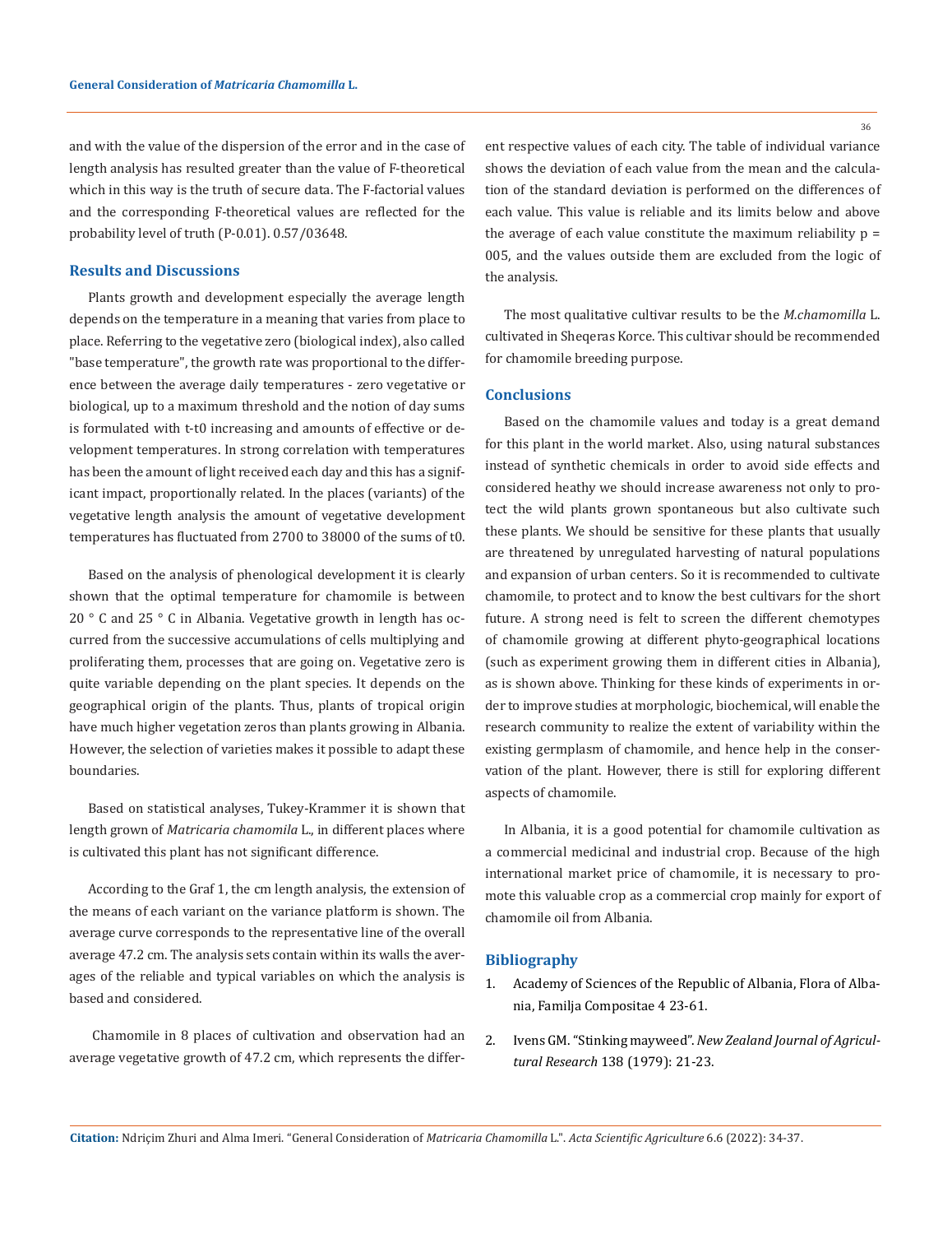and with the value of the dispersion of the error and in the case of length analysis has resulted greater than the value of F-theoretical which in this way is the truth of secure data. The F-factorial values and the corresponding F-theoretical values are reflected for the probability level of truth (P-0.01). 0.57/03648.

## Results and Discussions

Plants growth and development especially the average length depends on the temperature in a meaning that varies from place to place. Referring to the vegetative zero (biological index), also called "base temperature", the growth rate was proportional to the difference between the average daily temperatures - zero vegetative or biological, up to a maximum threshold and the notion of day sums is formulated with t-t0 increasing and amounts of effective or development temperatures. In strong correlation with temperatures has been the amount of light received each day and this has a significant impact, proportionally related. In the places (variants) of the vegetative length analysis the amount of vegetative development temperatures has fluctuated from 2700 to 38000 of the sums of t0.

Based on the analysis of phenological development it is clearly shown that the optimal temperature for chamomile is between 20 ° C and 25 ° C in Albania. Vegetative growth in length has occurred from the successive accumulations of cells multiplying and proliferating them, processes that are going on. Vegetative zero is quite variable depending on the plant species. It depends on the geographical origin of the plants. Thus, plants of tropical origin have much higher vegetation zeros than plants growing in Albania. However, the selection of varieties makes it possible to adapt these boundaries.

Based on statistical analyses, Tukey-Krammer it is shown that length grown of *Matricaria chamomila* L., in different places where is cultivated this plant has not significant difference.

According to the Graf 1, the cm length analysis, the extension of the means of each variant on the variance platform is shown. The average curve corresponds to the representative line of the overall average 47.2 cm. The analysis sets contain within its walls the averages of the reliable and typical variables on which the analysis is based and considered.

Chamomile in 8 places of cultivation and observation had an average vegetative growth of 47.2 cm, which represents the different respective values of each city. The table of individual variance shows the deviation of each value from the mean and the calculation of the standard deviation is performed on the differences of each value. This value is reliable and its limits below and above the average of each value constitute the maximum reliability p = 005, and the values outside them are excluded from the logic of the analysis.

The most qualitative cultivar results to be the *M.chamomilla* L. cultivated in Sheqeras Korce. This cultivar should be recommended for chamomile breeding purpose.

## Conclusions

Based on the chamomile values and today is a great demand for this plant in the world market. Also, using natural substances instead of synthetic chemicals in order to avoid side effects and considered heathy we should increase awareness not only to protect the wild plants grown spontaneous but also cultivate such these plants. We should be sensitive for these plants that usually are threatened by unregulated harvesting of natural populations and expansion of urban centers. So it is recommended to cultivate chamomile, to protect and to know the best cultivars for the short future. A strong need is felt to screen the different chemotypes of chamomile growing at different phyto-geographical locations (such as experiment growing them in different cities in Albania), as is shown above. Thinking for these kinds of experiments in order to improve studies at morphologic, biochemical, will enable the research community to realize the extent of variability within the existing germplasm of chamomile, and hence help in the conservation of the plant. However, there is still for exploring different aspects of chamomile.

In Albania, it is a good potential for chamomile cultivation as a commercial medicinal and industrial crop. Because of the high international market price of chamomile, it is necessary to promote this valuable crop as a commercial crop mainly for export of chamomile oil from Albania.

## Bibliography

1. Academy of Sciences of the Republic of Albania, Flora of Albania, Familja Compositae 4 23-61.
2. Ivens GM. "Stinking mayweed". *New Zealand Journal of Agricultural Research* 138 (1979): 21-23.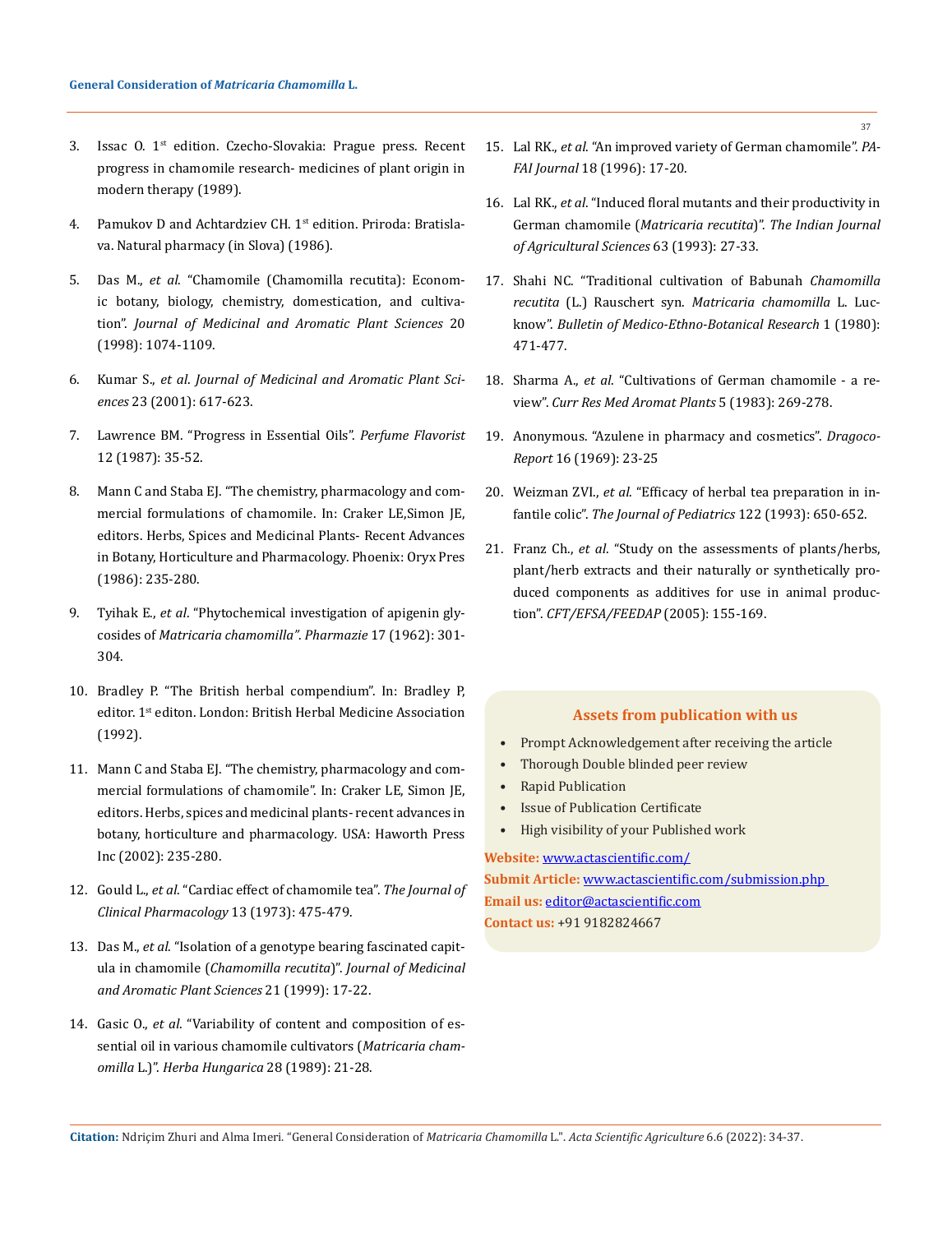3. Issac O. 1st edition. Czecho-Slovakia: Prague press. Recent progress in chamomile research- medicines of plant origin in modern therapy (1989).

4. Pamukov D and Achtardziev CH. 1st edition. Priroda: Bratislava. Natural pharmacy (in Slova) (1986).

5. Das M., *et al*. "Chamomile (Chamomilla recutita): Economic botany, biology, chemistry, domestication, and cultivation". *Journal of Medicinal and Aromatic Plant Sciences* 20 (1998): 1074-1109.

6. Kumar S., *et al*. *Journal of Medicinal and Aromatic Plant Sciences* 23 (2001): 617-623.

7. Lawrence BM. "Progress in Essential Oils". *Perfume Flavorist* 12 (1987): 35-52.

8. Mann C and Staba EJ. "The chemistry, pharmacology and commercial formulations of chamomile. In: Craker LE,Simon JE, editors. Herbs, Spices and Medicinal Plants- Recent Advances in Botany, Horticulture and Pharmacology. Phoenix: Oryx Pres (1986): 235-280.

9. Tyihak E., *et al*. "Phytochemical investigation of apigenin glycosides of *Matricaria chamomilla"*. *Pharmazie* 17 (1962): 301-304.

10. Bradley P. "The British herbal compendium". In: Bradley P, editor. 1st editon. London: British Herbal Medicine Association (1992).

11. Mann C and Staba EJ. "The chemistry, pharmacology and commercial formulations of chamomile". In: Craker LE, Simon JE, editors. Herbs, spices and medicinal plants- recent advances in botany, horticulture and pharmacology. USA: Haworth Press Inc (2002): 235-280.

12. Gould L., *et al*. "Cardiac effect of chamomile tea". *The Journal of Clinical Pharmacology* 13 (1973): 475-479.

13. Das M., *et al*. "Isolation of a genotype bearing fascinated capitula in chamomile (*Chamomilla recutita*)". *Journal of Medicinal and Aromatic Plant Sciences* 21 (1999): 17-22.

14. Gasic O., *et al*. "Variability of content and composition of essential oil in various chamomile cultivators (*Matricaria chamomilla* L.)". *Herba Hungarica* 28 (1989): 21-28.

15. Lal RK., *et al*. "An improved variety of German chamomile". *PAFAI Journal* 18 (1996): 17-20.

16. Lal RK., *et al*. "Induced floral mutants and their productivity in German chamomile (*Matricaria recutita*)". *The Indian Journal of Agricultural Sciences* 63 (1993): 27-33.

17. Shahi NC. "Traditional cultivation of Babunah *Chamomilla recutita* (L.) Rauschert syn. *Matricaria chamomilla* L. Lucknow". *Bulletin of Medico-Ethno-Botanical Research* 1 (1980): 471-477.

18. Sharma A., *et al*. "Cultivations of German chamomile - a review". *Curr Res Med Aromat Plants* 5 (1983): 269-278.

19. Anonymous. "Azulene in pharmacy and cosmetics". *Dragoco-Report* 16 (1969): 23-25

20. Weizman ZVI., *et al*. "Efficacy of herbal tea preparation in infantile colic". *The Journal of Pediatrics* 122 (1993): 650-652.

21. Franz Ch., *et al*. "Study on the assessments of plants/herbs, plant/herb extracts and their naturally or synthetically produced components as additives for use in animal production". *CFT/EFSA/FEEDAP* (2005): 155-169.

**Assets from publication with us**

- Prompt Acknowledgement after receiving the article
- Thorough Double blinded peer review
- Rapid Publication
- Issue of Publication Certificate
- High visibility of your Published work

**Website:** www.actascientific.com/
**Submit Article:** www.actascientific.com/submission.php
**Email us:** editor@actascientific.com
**Contact us:** +91 9182824667